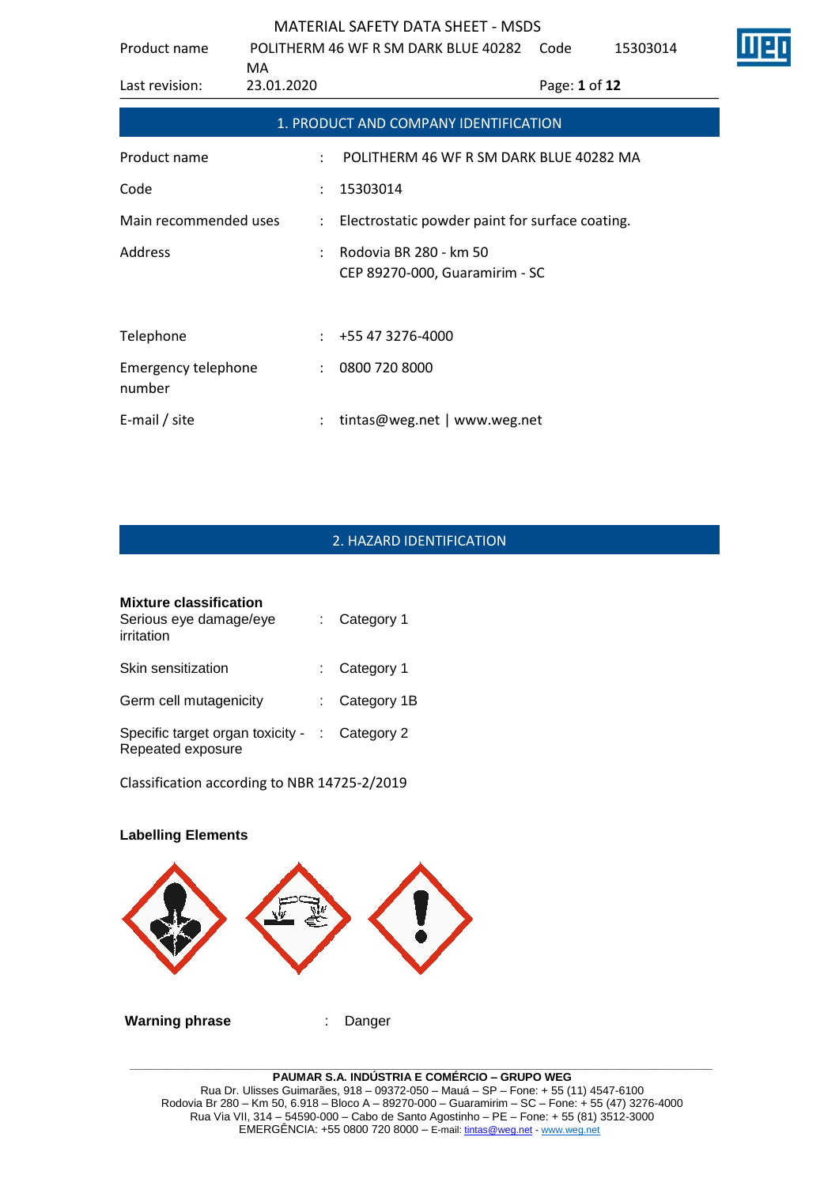# MATERIAL SAFETY DATA SHEET - MSDS

## 1. PRODUCT AND COMPANY IDENTIFICATION

| | | |
|---|---|---|
| Product name | : | POLITHERM 46 WF R SM DARK BLUE 40282 MA |
| Code | : | 15303014 |
| Main recommended uses | : | Electrostatic powder paint for surface coating. |
| Address | : | Rodovia BR 280 - km 50<br>CEP 89270-000, Guaramirim - SC |
| Telephone | : | +55 47 3276-4000 |
| Emergency telephone number | : | 0800 720 8000 |
| E-mail / site | : | tintas@weg.net \| www.weg.net |

## 2. HAZARD IDENTIFICATION

**Mixture classification**

| | | |
|---|---|---|
| Serious eye damage/eye irritation | : | Category 1 |
| Skin sensitization | : | Category 1 |
| Germ cell mutagenicity | : | Category 1B |
| Specific target organ toxicity - Repeated exposure | : | Category 2 |

Classification according to NBR 14725-2/2019

**Labelling Elements**

**Warning phrase** : Danger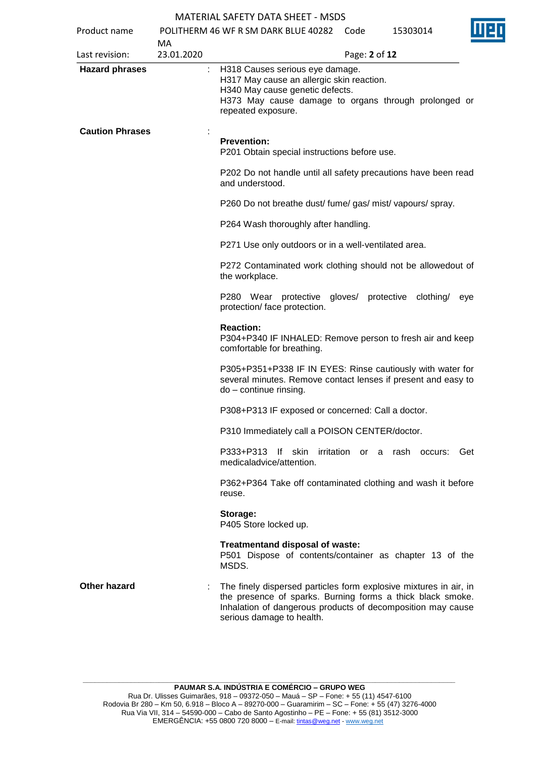**Hazard phrases** : H318 Causes serious eye damage.
H317 May cause an allergic skin reaction.
H340 May cause genetic defects.
H373 May cause damage to organs through prolonged or repeated exposure.

**Caution Phrases** :

**Prevention:**
P201 Obtain special instructions before use.

P202 Do not handle until all safety precautions have been read and understood.

P260 Do not breathe dust/ fume/ gas/ mist/ vapours/ spray.

P264 Wash thoroughly after handling.

P271 Use only outdoors or in a well-ventilated area.

P272 Contaminated work clothing should not be allowedout of the workplace.

P280 Wear protective gloves/ protective clothing/ eye protection/ face protection.

**Reaction:**
P304+P340 IF INHALED: Remove person to fresh air and keep comfortable for breathing.

P305+P351+P338 IF IN EYES: Rinse cautiously with water for several minutes. Remove contact lenses if present and easy to do – continue rinsing.

P308+P313 IF exposed or concerned: Call a doctor.

P310 Immediately call a POISON CENTER/doctor.

P333+P313 If skin irritation or a rash occurs: Get medicaladvice/attention.

P362+P364 Take off contaminated clothing and wash it before reuse.

**Storage:**
P405 Store locked up.

**Treatmentand disposal of waste:**
P501 Dispose of contents/container as chapter 13 of the MSDS.

**Other hazard** : The finely dispersed particles form explosive mixtures in air, in the presence of sparks. Burning forms a thick black smoke. Inhalation of dangerous products of decomposition may cause serious damage to health.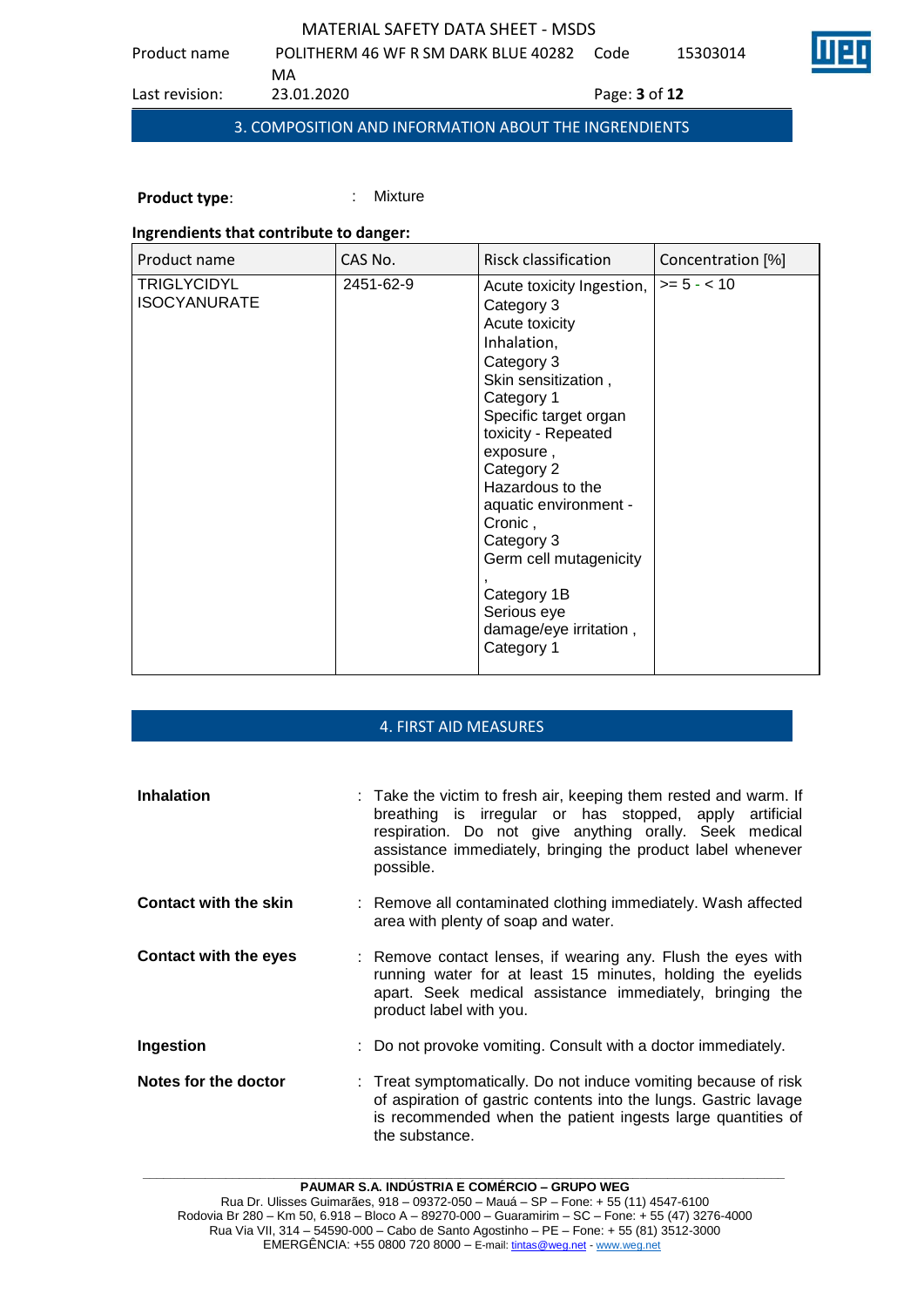## 3. COMPOSITION AND INFORMATION ABOUT THE INGRENDIENTS

**Product type**: : Mixture

**Ingrendients that contribute to danger:**

| Product name | CAS No. | Risck classification | Concentration [%] |
|---|---|---|---|
| TRIGLYCIDYL ISOCYANURATE | 2451-62-9 | Acute toxicity Ingestion, Category 3<br>Acute toxicity Inhalation, Category 3<br>Skin sensitization , Category 1<br>Specific target organ toxicity - Repeated exposure , Category 2<br>Hazardous to the aquatic environment - Cronic , Category 3<br>Germ cell mutagenicity , Category 1B<br>Serious eye damage/eye irritation , Category 1 | >= 5 - < 10 |

## 4. FIRST AID MEASURES

**Inhalation** : Take the victim to fresh air, keeping them rested and warm. If breathing is irregular or has stopped, apply artificial respiration. Do not give anything orally. Seek medical assistance immediately, bringing the product label whenever possible.

**Contact with the skin** : Remove all contaminated clothing immediately. Wash affected area with plenty of soap and water.

**Contact with the eyes** : Remove contact lenses, if wearing any. Flush the eyes with running water for at least 15 minutes, holding the eyelids apart. Seek medical assistance immediately, bringing the product label with you.

**Ingestion** : Do not provoke vomiting. Consult with a doctor immediately.

**Notes for the doctor** : Treat symptomatically. Do not induce vomiting because of risk of aspiration of gastric contents into the lungs. Gastric lavage is recommended when the patient ingests large quantities of the substance.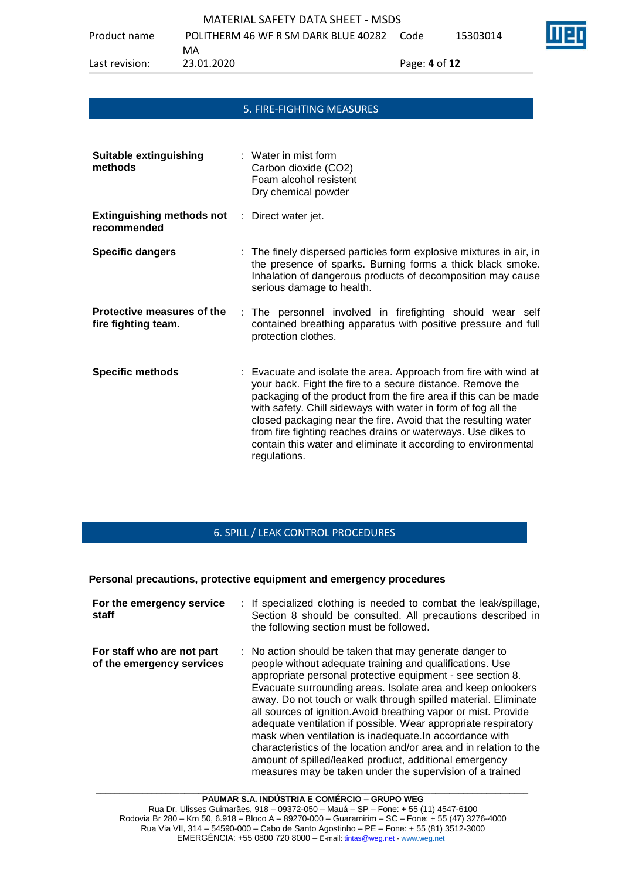## 5. FIRE-FIGHTING MEASURES

| | |
|---|---|
| **Suitable extinguishing methods** | : Water in mist form<br>Carbon dioxide ($CO_2$)<br>Foam alcohol resistent<br>Dry chemical powder |
| **Extinguishing methods not recommended** | : Direct water jet. |
| **Specific dangers** | : The finely dispersed particles form explosive mixtures in air, in the presence of sparks. Burning forms a thick black smoke. Inhalation of dangerous products of decomposition may cause serious damage to health. |
| **Protective measures of the fire fighting team.** | : The personnel involved in firefighting should wear self contained breathing apparatus with positive pressure and full protection clothes. |
| **Specific methods** | : Evacuate and isolate the area. Approach from fire with wind at your back. Fight the fire to a secure distance. Remove the packaging of the product from the fire area if this can be made with safety. Chill sideways with water in form of fog all the closed packaging near the fire. Avoid that the resulting water from fire fighting reaches drains or waterways. Use dikes to contain this water and eliminate it according to environmental regulations. |

## 6. SPILL / LEAK CONTROL PROCEDURES

**Personal precautions, protective equipment and emergency procedures**

| | |
|---|---|
| **For the emergency service staff** | : If specialized clothing is needed to combat the leak/spillage, Section 8 should be consulted. All precautions described in the following section must be followed. |
| **For staff who are not part of the emergency services** | : No action should be taken that may generate danger to people without adequate training and qualifications. Use appropriate personal protective equipment - see section 8. Evacuate surrounding areas. Isolate area and keep onlookers away. Do not touch or walk through spilled material. Eliminate all sources of ignition.Avoid breathing vapor or mist. Provide adequate ventilation if possible. Wear appropriate respiratory mask when ventilation is inadequate.In accordance with characteristics of the location and/or area and in relation to the amount of spilled/leaked product, additional emergency measures may be taken under the supervision of a trained |

**PAUMAR S.A. INDÚSTRIA E COMÉRCIO – GRUPO WEG**
Rua Dr. Ulisses Guimarães, 918 – 09372-050 – Mauá – SP – Fone: + 55 (11) 4547-6100
Rodovia Br 280 – Km 50, 6.918 – Bloco A – 89270-000 – Guaramirim – SC – Fone: + 55 (47) 3276-4000
Rua Via VII, 314 – 54590-000 – Cabo de Santo Agostinho – PE – Fone: + 55 (81) 3512-3000
EMERGÊNCIA: +55 0800 720 8000 – E-mail: tintas@weg.net - www.weg.net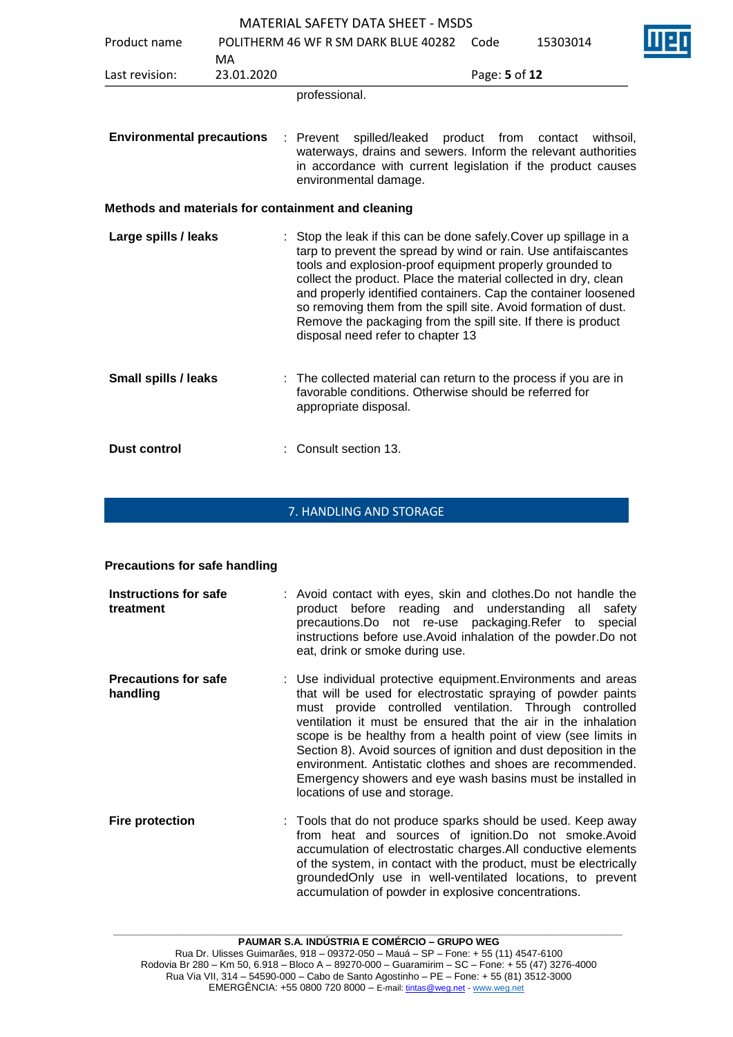professional.

**Environmental precautions** : Prevent spilled/leaked product from contact withsoil, waterways, drains and sewers. Inform the relevant authorities in accordance with current legislation if the product causes environmental damage.

**Methods and materials for containment and cleaning**

**Large spills / leaks** : Stop the leak if this can be done safely.Cover up spillage in a tarp to prevent the spread by wind or rain. Use antifaiscantes tools and explosion-proof equipment properly grounded to collect the product. Place the material collected in dry, clean and properly identified containers. Cap the container loosened so removing them from the spill site. Avoid formation of dust. Remove the packaging from the spill site. If there is product disposal need refer to chapter 13

**Small spills / leaks** : The collected material can return to the process if you are in favorable conditions. Otherwise should be referred for appropriate disposal.

**Dust control** : Consult section 13.

## 7. HANDLING AND STORAGE

**Precautions for safe handling**

**Instructions for safe treatment** : Avoid contact with eyes, skin and clothes.Do not handle the product before reading and understanding all safety precautions.Do not re-use packaging.Refer to special instructions before use.Avoid inhalation of the powder.Do not eat, drink or smoke during use.

**Precautions for safe handling** : Use individual protective equipment.Environments and areas that will be used for electrostatic spraying of powder paints must provide controlled ventilation. Through controlled ventilation it must be ensured that the air in the inhalation scope is be healthy from a health point of view (see limits in Section 8). Avoid sources of ignition and dust deposition in the environment. Antistatic clothes and shoes are recommended. Emergency showers and eye wash basins must be installed in locations of use and storage.

**Fire protection** : Tools that do not produce sparks should be used. Keep away from heat and sources of ignition.Do not smoke.Avoid accumulation of electrostatic charges.All conductive elements of the system, in contact with the product, must be electrically groundedOnly use in well-ventilated locations, to prevent accumulation of powder in explosive concentrations.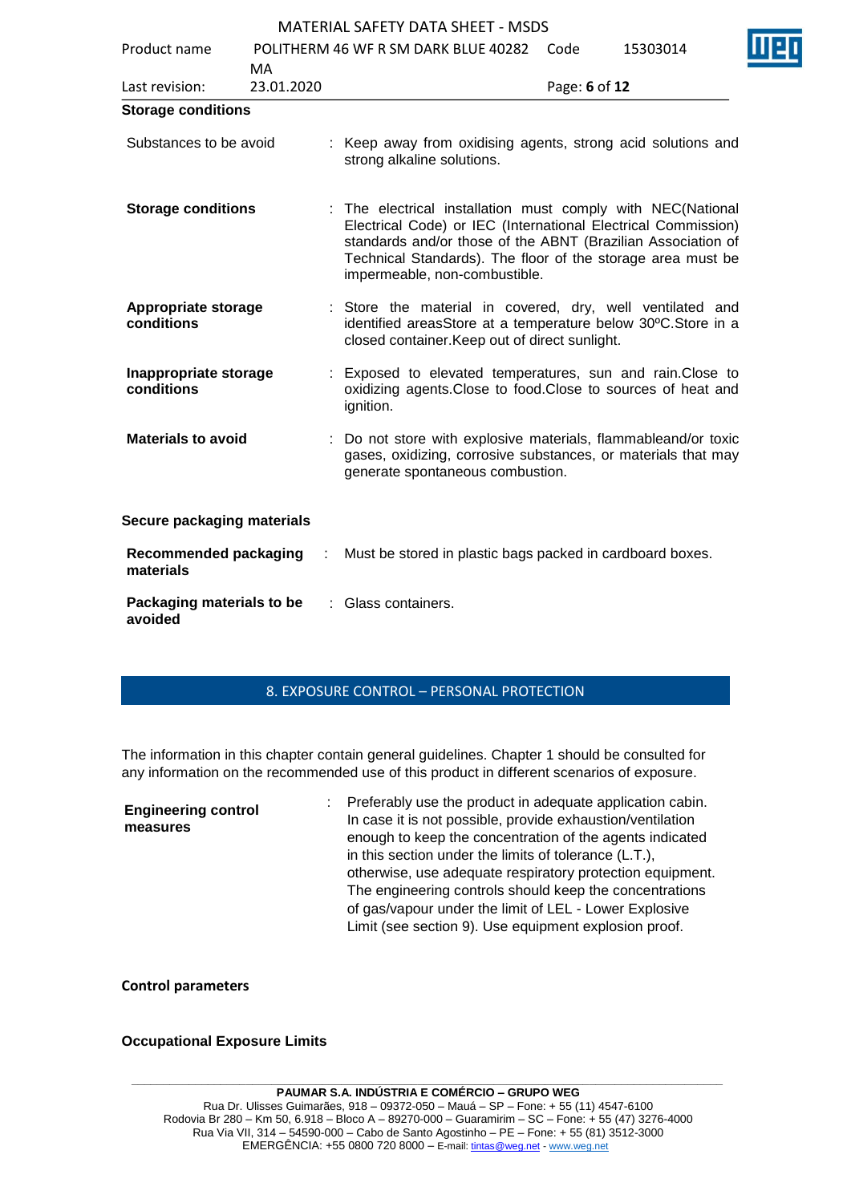**Storage conditions**

| | | |
|---|---|---|
| Substances to be avoid | : | Keep away from oxidising agents, strong acid solutions and strong alkaline solutions. |
| **Storage conditions** | : | The electrical installation must comply with NEC(National Electrical Code) or IEC (International Electrical Commission) standards and/or those of the ABNT (Brazilian Association of Technical Standards). The floor of the storage area must be impermeable, non-combustible. |
| **Appropriate storage conditions** | : | Store the material in covered, dry, well ventilated and identified areasStore at a temperature below 30ºC.Store in a closed container.Keep out of direct sunlight. |
| **Inappropriate storage conditions** | : | Exposed to elevated temperatures, sun and rain.Close to oxidizing agents.Close to food.Close to sources of heat and ignition. |
| **Materials to avoid** | : | Do not store with explosive materials, flammableand/or toxic gases, oxidizing, corrosive substances, or materials that may generate spontaneous combustion. |

**Secure packaging materials**

| | | |
|---|---|---|
| **Recommended packaging materials** | : | Must be stored in plastic bags packed in cardboard boxes. |
| **Packaging materials to be avoided** | : | Glass containers. |

## 8. EXPOSURE CONTROL – PERSONAL PROTECTION

The information in this chapter contain general guidelines. Chapter 1 should be consulted for any information on the recommended use of this product in different scenarios of exposure.

| | | |
|---|---|---|
| **Engineering control measures** | : | Preferably use the product in adequate application cabin. In case it is not possible, provide exhaustion/ventilation enough to keep the concentration of the agents indicated in this section under the limits of tolerance (L.T.), otherwise, use adequate respiratory protection equipment. The engineering controls should keep the concentrations of gas/vapour under the limit of LEL - Lower Explosive Limit (see section 9). Use equipment explosion proof. |

**Control parameters**

**Occupational Exposure Limits**

**PAUMAR S.A. INDÚSTRIA E COMÉRCIO – GRUPO WEG**
Rua Dr. Ulisses Guimarães, 918 – 09372-050 – Mauá – SP – Fone: + 55 (11) 4547-6100
Rodovia Br 280 – Km 50, 6.918 – Bloco A – 89270-000 – Guaramirim – SC – Fone: + 55 (47) 3276-4000
Rua Via VII, 314 – 54590-000 – Cabo de Santo Agostinho – PE – Fone: + 55 (81) 3512-3000
EMERGÊNCIA: +55 0800 720 8000 – E-mail: tintas@weg.net - www.weg.net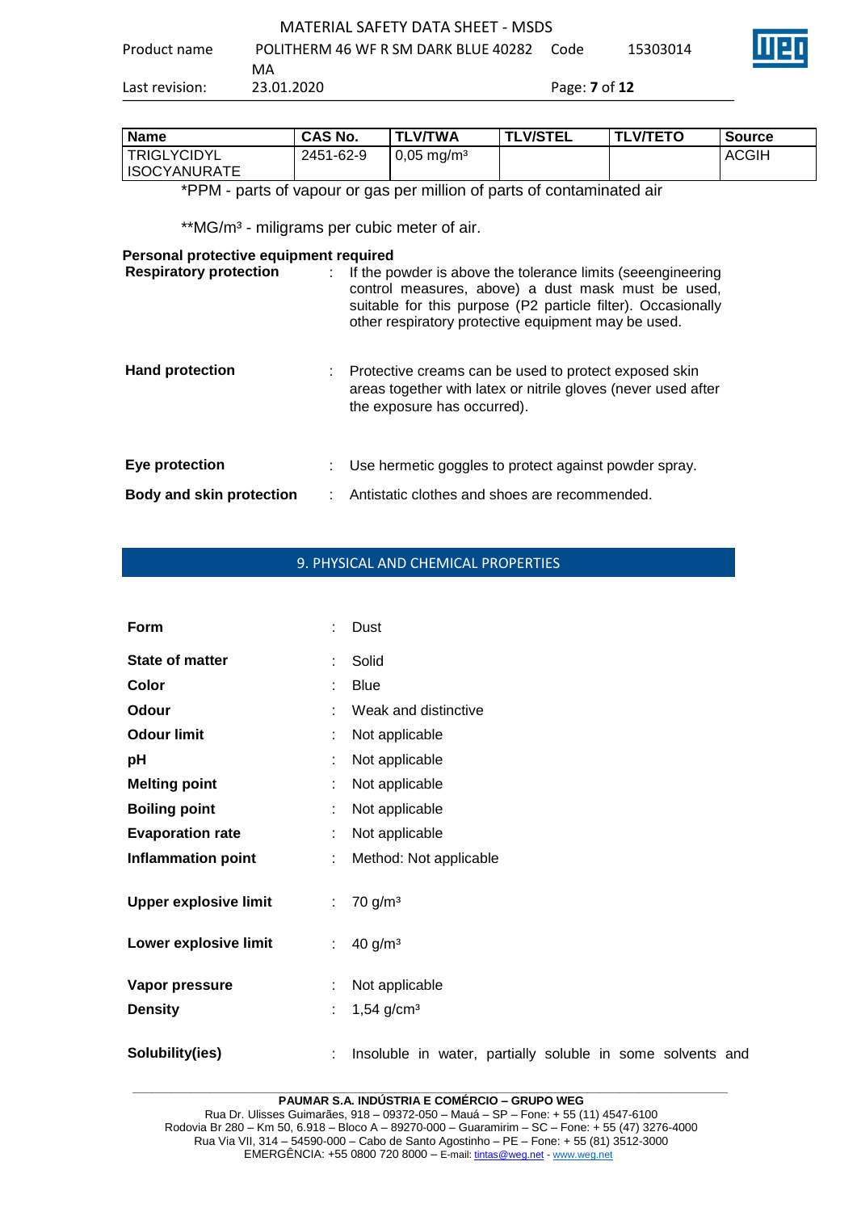| Name | CAS No. | TLV/TWA | TLV/STEL | TLV/TETO | Source |
|---|---|---|---|---|---|
| TRIGLYCIDYL ISOCYANURATE | 2451-62-9 | 0,05 mg/m³ | | | ACGIH |

*PPM - parts of vapour or gas per million of parts of contaminated air

**MG/m³ - miligrams per cubic meter of air.

**Personal protective equipment required**

**Respiratory protection** : If the powder is above the tolerance limits (seeengineering control measures, above) a dust mask must be used, suitable for this purpose (P2 particle filter). Occasionally other respiratory protective equipment may be used.

**Hand protection** : Protective creams can be used to protect exposed skin areas together with latex or nitrile gloves (never used after the exposure has occurred).

**Eye protection** : Use hermetic goggles to protect against powder spray.

**Body and skin protection** : Antistatic clothes and shoes are recommended.

## 9. PHYSICAL AND CHEMICAL PROPERTIES

**Form** : Dust

**State of matter** : Solid

**Color** : Blue

**Odour** : Weak and distinctive

**Odour limit** : Not applicable

**pH** : Not applicable

**Melting point** : Not applicable

**Boiling point** : Not applicable

**Evaporation rate** : Not applicable

**Inflammation point** : Method: Not applicable

**Upper explosive limit** : 70 g/m³

**Lower explosive limit** : 40 g/m³

**Vapor pressure** : Not applicable

**Density** : 1,54 g/cm³

**Solubility(ies)** : Insoluble in water, partially soluble in some solvents and

PAUMAR S.A. INDÚSTRIA E COMÉRCIO – GRUPO WEG
Rua Dr. Ulisses Guimarães, 918 – 09372-050 – Mauá – SP – Fone: + 55 (11) 4547-6100
Rodovia Br 280 – Km 50, 6.918 – Bloco A – 89270-000 – Guaramirim – SC – Fone: + 55 (47) 3276-4000
Rua Via VII, 314 – 54590-000 – Cabo de Santo Agostinho – PE – Fone: + 55 (81) 3512-3000
EMERGÊNCIA: +55 0800 720 8000 – E-mail: tintas@weg.net - www.weg.net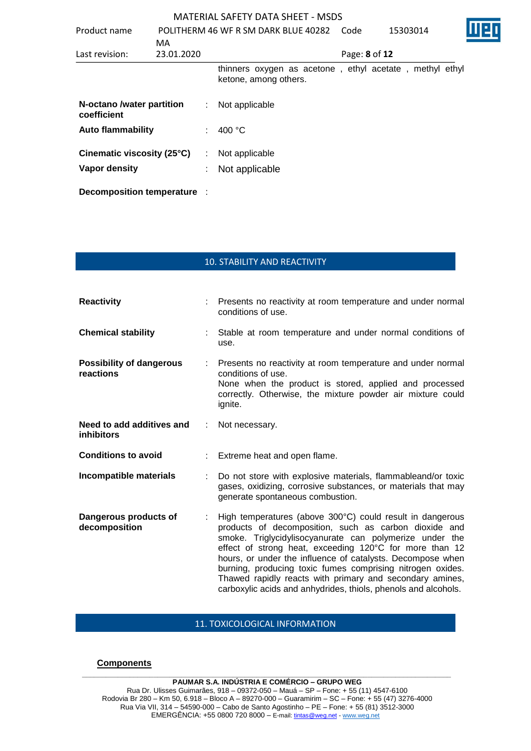thinners oxygen as acetone , ethyl acetate , methyl ethyl ketone, among others.

| | | |
|---|---|---|
| **N-octano /water partition coefficient** | : | Not applicable |
| **Auto flammability** | : | 400 °C |
| **Cinematic viscosity (25°C)** | : | Not applicable |
| **Vapor density** | : | Not applicable |
| **Decomposition temperature** | : | |

## 10. STABILITY AND REACTIVITY

| | | |
|---|---|---|
| **Reactivity** | : | Presents no reactivity at room temperature and under normal conditions of use. |
| **Chemical stability** | : | Stable at room temperature and under normal conditions of use. |
| **Possibility of dangerous reactions** | : | Presents no reactivity at room temperature and under normal conditions of use. None when the product is stored, applied and processed correctly. Otherwise, the mixture powder air mixture could ignite. |
| **Need to add additives and inhibitors** | : | Not necessary. |
| **Conditions to avoid** | : | Extreme heat and open flame. |
| **Incompatible materials** | : | Do not store with explosive materials, flammableand/or toxic gases, oxidizing, corrosive substances, or materials that may generate spontaneous combustion. |
| **Dangerous products of decomposition** | : | High temperatures (above 300°C) could result in dangerous products of decomposition, such as carbon dioxide and smoke. Triglycidylisocyanurate can polymerize under the effect of strong heat, exceeding 120°C for more than 12 hours, or under the influence of catalysts. Decompose when burning, producing toxic fumes comprising nitrogen oxides. Thawed rapidly reacts with primary and secondary amines, carboxylic acids and anhydrides, thiols, phenols and alcohols. |

## 11. TOXICOLOGICAL INFORMATION

**Components**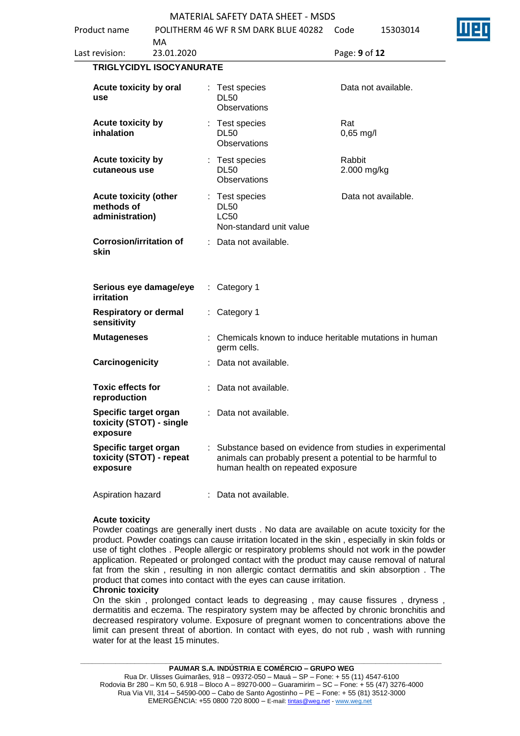### TRIGLYCIDYL ISOCYANURATE

| | | | |
|---|---|---|---|
| **Acute toxicity by oral use** | : | Test species<br>DL50<br>Observations | Data not available. |
| **Acute toxicity by inhalation** | : | Test species<br>DL50<br>Observations | Rat<br>0,65 mg/l |
| **Acute toxicity by cutaneous use** | : | Test species<br>DL50<br>Observations | Rabbit<br>2.000 mg/kg |
| **Acute toxicity (other methods of administration)** | : | Test species<br>DL50<br>LC50<br>Non-standard unit value | Data not available. |
| **Corrosion/irritation of skin** | : | Data not available. | |
| **Serious eye damage/eye irritation** | : | Category 1 | |
| **Respiratory or dermal sensitivity** | : | Category 1 | |
| **Mutageneses** | : | Chemicals known to induce heritable mutations in human germ cells. | |
| **Carcinogenicity** | : | Data not available. | |
| **Toxic effects for reproduction** | : | Data not available. | |
| **Specific target organ toxicity (STOT) - single exposure** | : | Data not available. | |
| **Specific target organ toxicity (STOT) - repeat exposure** | : | Substance based on evidence from studies in experimental animals can probably present a potential to be harmful to human health on repeated exposure | |
| Aspiration hazard | : | Data not available. | |

**Acute toxicity**
Powder coatings are generally inert dusts . No data are available on acute toxicity for the product. Powder coatings can cause irritation located in the skin , especially in skin folds or use of tight clothes . People allergic or respiratory problems should not work in the powder application. Repeated or prolonged contact with the product may cause removal of natural fat from the skin , resulting in non allergic contact dermatitis and skin absorption . The product that comes into contact with the eyes can cause irritation.

**Chronic toxicity**
On the skin , prolonged contact leads to degreasing , may cause fissures , dryness , dermatitis and eczema. The respiratory system may be affected by chronic bronchitis and decreased respiratory volume. Exposure of pregnant women to concentrations above the limit can present threat of abortion. In contact with eyes, do not rub , wash with running water for at the least 15 minutes.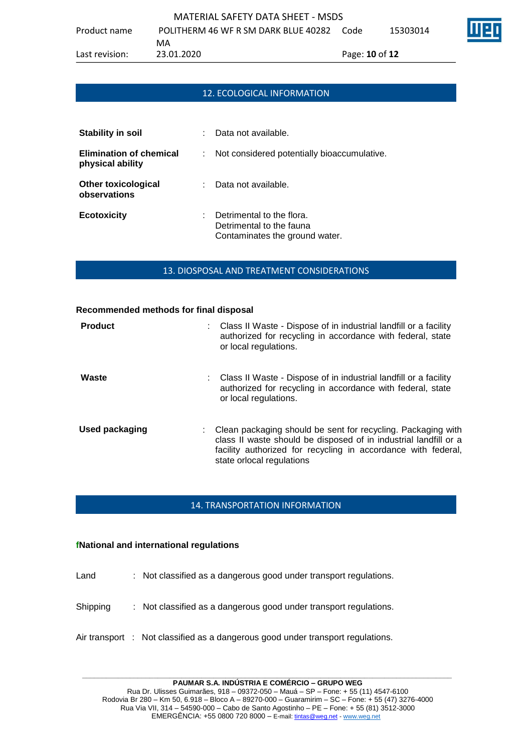## 12. ECOLOGICAL INFORMATION

| | | |
|---|---|---|
| **Stability in soil** | : | Data not available. |
| **Elimination of chemical physical ability** | : | Not considered potentially bioaccumulative. |
| **Other toxicological observations** | : | Data not available. |
| **Ecotoxicity** | : | Detrimental to the flora.<br>Detrimental to the fauna<br>Contaminates the ground water. |

## 13. DIOSPOSAL AND TREATMENT CONSIDERATIONS

**Recommended methods for final disposal**

| | | |
|---|---|---|
| **Product** | : | Class II Waste - Dispose of in industrial landfill or a facility authorized for recycling in accordance with federal, state or local regulations. |
| **Waste** | : | Class II Waste - Dispose of in industrial landfill or a facility authorized for recycling in accordance with federal, state or local regulations. |
| **Used packaging** | : | Clean packaging should be sent for recycling. Packaging with class II waste should be disposed of in industrial landfill or a facility authorized for recycling in accordance with federal, state orlocal regulations |

## 14. TRANSPORTATION INFORMATION

**fNational and international regulations**

| | | |
|---|---|---|
| Land | : | Not classified as a dangerous good under transport regulations. |
| Shipping | : | Not classified as a dangerous good under transport regulations. |
| Air transport | : | Not classified as a dangerous good under transport regulations. |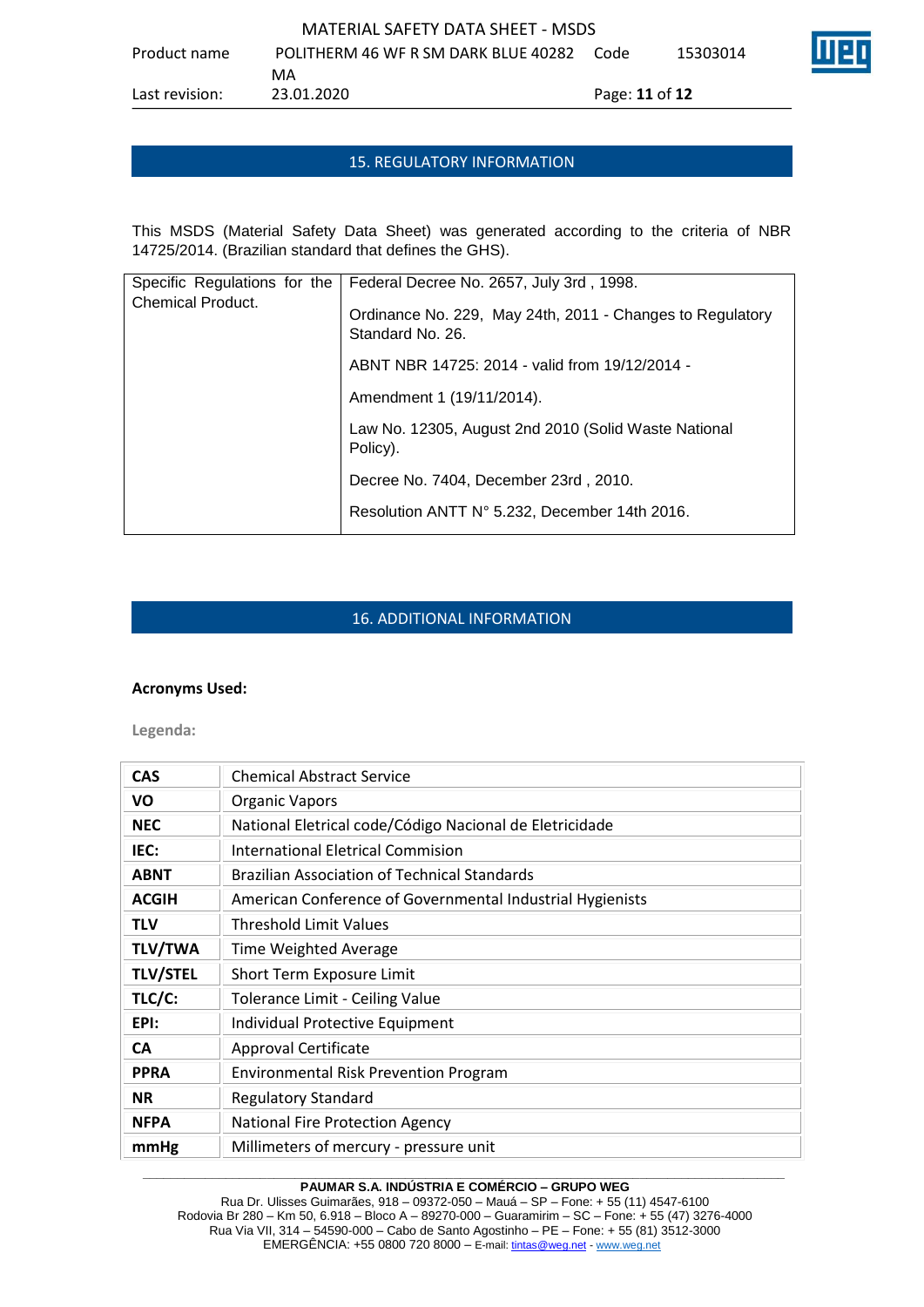## 15. REGULATORY INFORMATION

This MSDS (Material Safety Data Sheet) was generated according to the criteria of NBR 14725/2014. (Brazilian standard that defines the GHS).

| | |
|---|---|
| Specific Regulations for the Chemical Product. | Federal Decree No. 2657, July 3rd , 1998.<br><br>Ordinance No. 229, May 24th, 2011 - Changes to Regulatory Standard No. 26.<br><br>ABNT NBR 14725: 2014 - valid from 19/12/2014 -<br><br>Amendment 1 (19/11/2014).<br><br>Law No. 12305, August 2nd 2010 (Solid Waste National Policy).<br><br>Decree No. 7404, December 23rd , 2010.<br><br>Resolution ANTT N° 5.232, December 14th 2016. |

## 16. ADDITIONAL INFORMATION

**Acronyms Used:**

**Legenda:**

| | |
|---|---|
| **CAS** | Chemical Abstract Service |
| **VO** | Organic Vapors |
| **NEC** | National Eletrical code/Código Nacional de Eletricidade |
| **IEC:** | International Eletrical Commision |
| **ABNT** | Brazilian Association of Technical Standards |
| **ACGIH** | American Conference of Governmental Industrial Hygienists |
| **TLV** | Threshold Limit Values |
| **TLV/TWA** | Time Weighted Average |
| **TLV/STEL** | Short Term Exposure Limit |
| **TLC/C:** | Tolerance Limit - Ceiling Value |
| **EPI:** | Individual Protective Equipment |
| **CA** | Approval Certificate |
| **PPRA** | Environmental Risk Prevention Program |
| **NR** | Regulatory Standard |
| **NFPA** | National Fire Protection Agency |
| **mmHg** | Millimeters of mercury - pressure unit |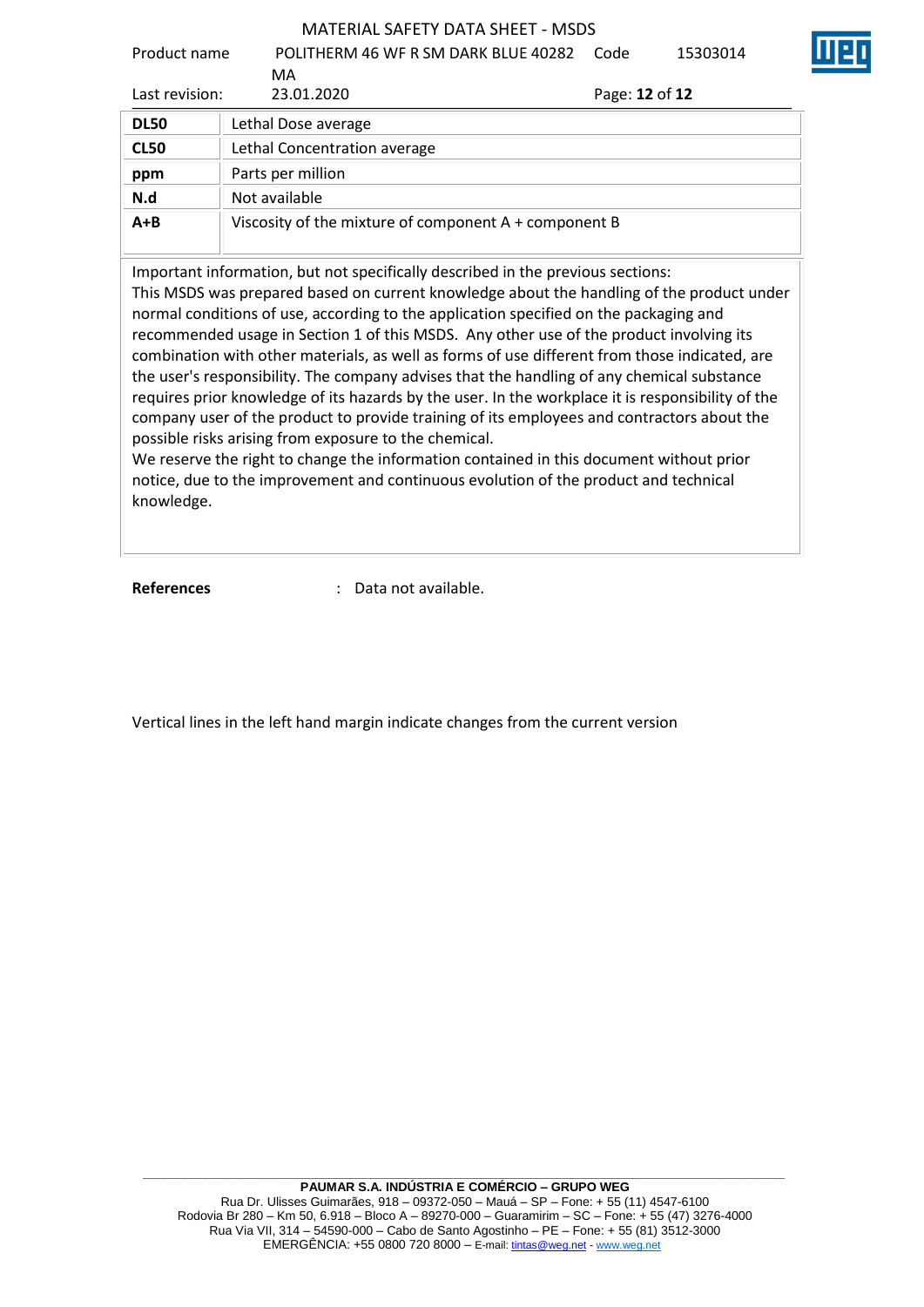| | |
|---|---|
| **DL50** | Lethal Dose average |
| **CL50** | Lethal Concentration average |
| **ppm** | Parts per million |
| **N.d** | Not available |
| **A+B** | Viscosity of the mixture of component A + component B |

Important information, but not specifically described in the previous sections:
This MSDS was prepared based on current knowledge about the handling of the product under normal conditions of use, according to the application specified on the packaging and recommended usage in Section 1 of this MSDS. Any other use of the product involving its combination with other materials, as well as forms of use different from those indicated, are the user's responsibility. The company advises that the handling of any chemical substance requires prior knowledge of its hazards by the user. In the workplace it is responsibility of the company user of the product to provide training of its employees and contractors about the possible risks arising from exposure to the chemical.
We reserve the right to change the information contained in this document without prior notice, due to the improvement and continuous evolution of the product and technical knowledge.

**References** : Data not available.

Vertical lines in the left hand margin indicate changes from the current version